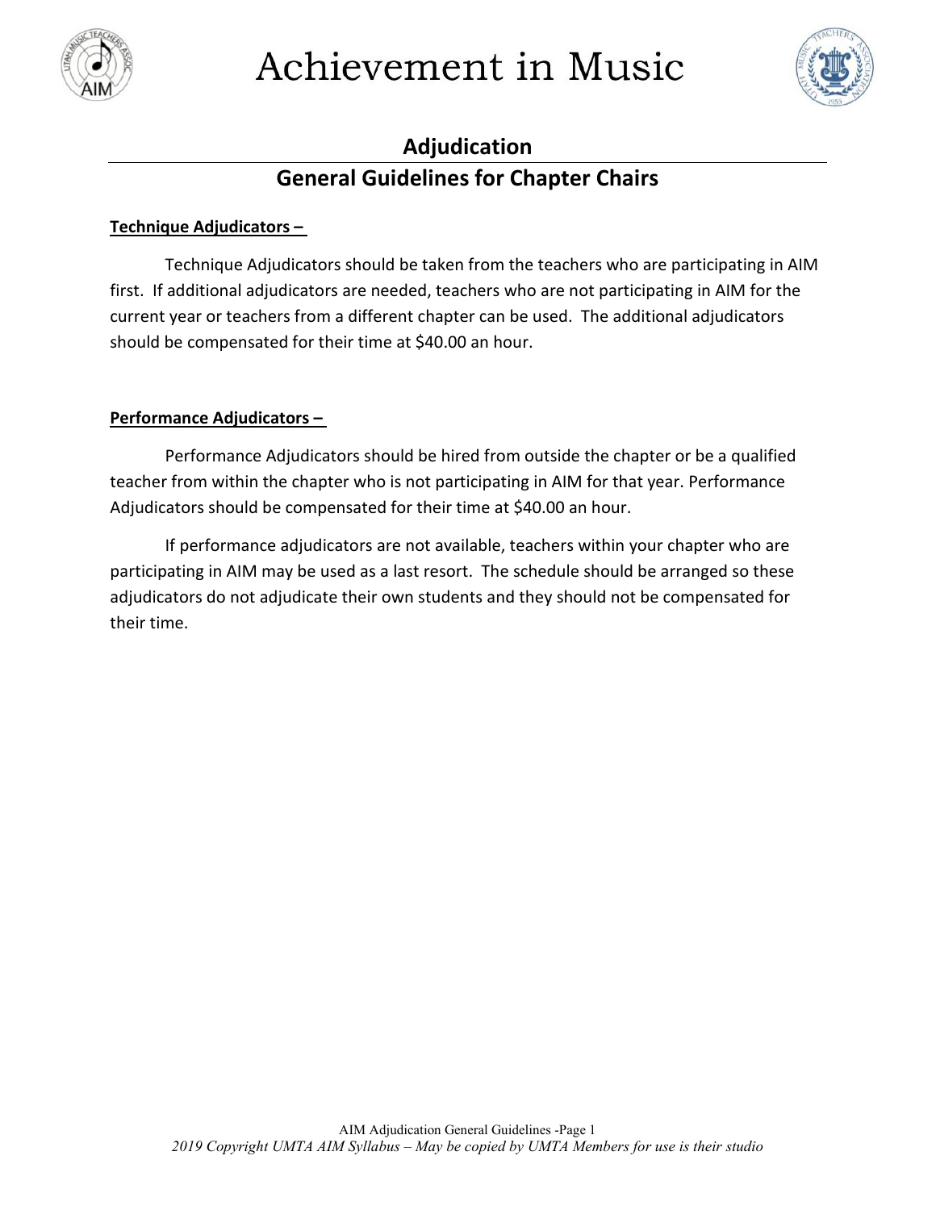# Achievement in Music

## Adjudication

## General Guidelines for Chapter Chairs

**Technique Adjudicators –**

Technique Adjudicators should be taken from the teachers who are participating in AIM first. If additional adjudicators are needed, teachers who are not participating in AIM for the current year or teachers from a different chapter can be used. The additional adjudicators should be compensated for their time at $40.00 an hour.

**Performance Adjudicators –**

Performance Adjudicators should be hired from outside the chapter or be a qualified teacher from within the chapter who is not participating in AIM for that year. Performance Adjudicators should be compensated for their time at $40.00 an hour.

If performance adjudicators are not available, teachers within your chapter who are participating in AIM may be used as a last resort. The schedule should be arranged so these adjudicators do not adjudicate their own students and they should not be compensated for their time.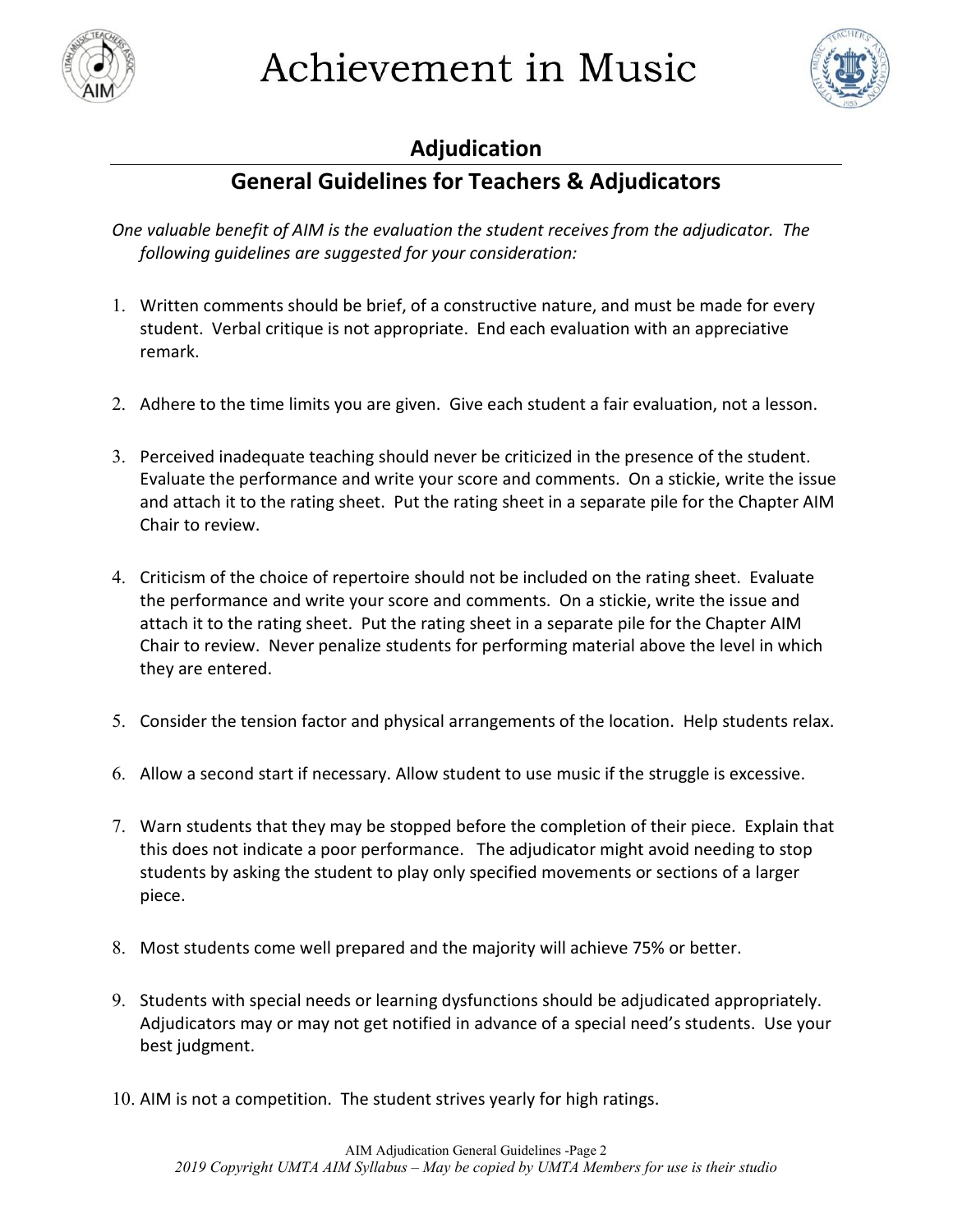# Achievement in Music

## Adjudication

## General Guidelines for Teachers & Adjudicators

*One valuable benefit of AIM is the evaluation the student receives from the adjudicator. The following guidelines are suggested for your consideration:*

1. Written comments should be brief, of a constructive nature, and must be made for every student. Verbal critique is not appropriate. End each evaluation with an appreciative remark.

2. Adhere to the time limits you are given. Give each student a fair evaluation, not a lesson.

3. Perceived inadequate teaching should never be criticized in the presence of the student. Evaluate the performance and write your score and comments. On a stickie, write the issue and attach it to the rating sheet. Put the rating sheet in a separate pile for the Chapter AIM Chair to review.

4. Criticism of the choice of repertoire should not be included on the rating sheet. Evaluate the performance and write your score and comments. On a stickie, write the issue and attach it to the rating sheet. Put the rating sheet in a separate pile for the Chapter AIM Chair to review. Never penalize students for performing material above the level in which they are entered.

5. Consider the tension factor and physical arrangements of the location. Help students relax.

6. Allow a second start if necessary. Allow student to use music if the struggle is excessive.

7. Warn students that they may be stopped before the completion of their piece. Explain that this does not indicate a poor performance. The adjudicator might avoid needing to stop students by asking the student to play only specified movements or sections of a larger piece.

8. Most students come well prepared and the majority will achieve 75% or better.

9. Students with special needs or learning dysfunctions should be adjudicated appropriately. Adjudicators may or may not get notified in advance of a special need's students. Use your best judgment.

10. AIM is not a competition. The student strives yearly for high ratings.

*2019 Copyright UMTA AIM Syllabus – May be copied by UMTA Members for use is their studio*